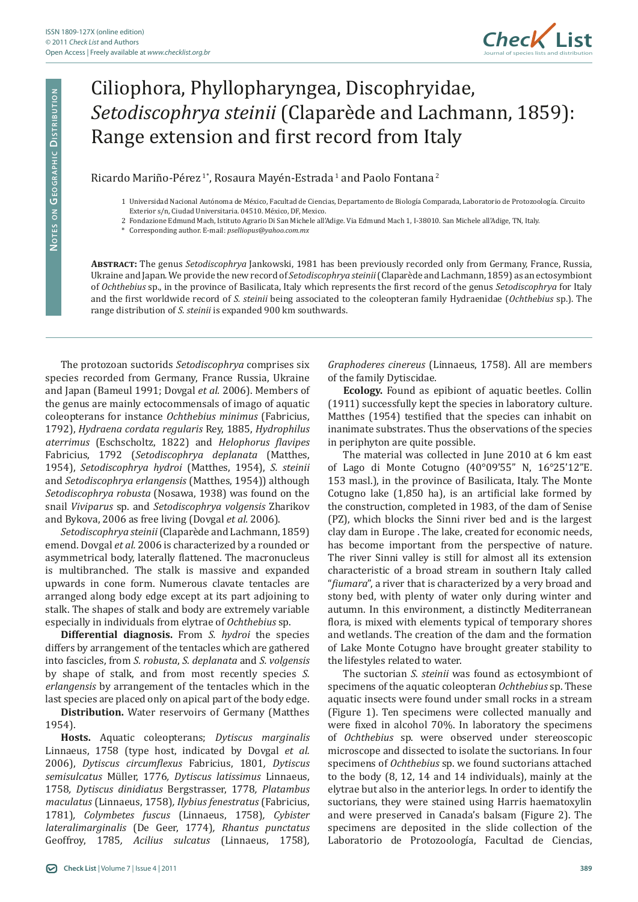# Ciliophora, Phyllopharyngea, Discophryidae, *Setodiscophrya steinii* (Claparède and Lachmann, 1859): Range extension and first record from Italy

Ricardo Mariño-Pérez [1*], Rosaura Mayén-Estrada [1] and Paolo Fontana [2]

1 Universidad Nacional Autónoma de México, Facultad de Ciencias, Departamento de Biología Comparada, Laboratorio de Protozoología. Circuito Exterior s/n, Ciudad Universitaria. 04510. México, DF, Mexico.

2 Fondazione Edmund Mach, Istituto Agrario Di San Michele all'Adige. Via Edmund Mach 1, I-38010. San Michele all'Adige, TN, Italy.

\* Corresponding author. E-mail: *pselliopus@yahoo.com.mx*

**Abstract:** The genus *Setodiscophrya* Jankowski, 1981 has been previously recorded only from Germany, France, Russia, Ukraine and Japan. We provide the new record of *Setodiscophrya steinii* (Claparède and Lachmann, 1859) as an ectosymbiont of *Ochthebius* sp., in the province of Basilicata, Italy which represents the first record of the genus *Setodiscophrya* for Italy and the first worldwide record of *S. steinii* being associated to the coleopteran family Hydraenidae (*Ochthebius* sp.). The range distribution of *S. steinii* is expanded 900 km southwards.

The protozoan suctorids *Setodiscophrya* comprises six species recorded from Germany, France Russia, Ukraine and Japan (Bameul 1991; Dovgal *et al.* 2006). Members of the genus are mainly ectocommensals of imago of aquatic coleopterans for instance *Ochthebius minimus* (Fabricius, 1792), *Hydraena cordata regularis* Rey, 1885, *Hydrophilus aterrimus* (Eschscholtz, 1822) and *Helophorus flavipes* Fabricius, 1792 (*Setodiscophrya deplanata* (Matthes, 1954), *Setodiscophrya hydroi* (Matthes, 1954), *S. steinii* and *Setodiscophrya erlangensis* (Matthes, 1954)) although *Setodiscophrya robusta* (Nosawa, 1938) was found on the snail *Viviparus* sp. and *Setodiscophrya volgensis* Zharikov and Bykova, 2006 as free living (Dovgal *et al.* 2006).

*Setodiscophrya steinii* (Claparède and Lachmann, 1859) emend. Dovgal *et al.* 2006 is characterized by a rounded or asymmetrical body, laterally flattened. The macronucleus is multibranched. The stalk is massive and expanded upwards in cone form. Numerous clavate tentacles are arranged along body edge except at its part adjoining to stalk. The shapes of stalk and body are extremely variable especially in individuals from elytrae of *Ochthebius* sp.

**Differential diagnosis.** From *S. hydroi* the species differs by arrangement of the tentacles which are gathered into fascicles, from *S. robusta*, *S. deplanata* and *S. volgensis* by shape of stalk, and from most recently species *S. erlangensis* by arrangement of the tentacles which in the last species are placed only on apical part of the body edge.

**Distribution.** Water reservoirs of Germany (Matthes 1954).

**Hosts.** Aquatic coleopterans; *Dytiscus marginalis* Linnaeus, 1758 (type host, indicated by Dovgal *et al.* 2006), *Dytiscus circumflexus* Fabricius, 1801, *Dytiscus semisulcatus* Müller, 1776, *Dytiscus latissimus* Linnaeus, 1758, *Dytiscus dinidiatus* Bergstrasser, 1778, *Platambus maculatus* (Linnaeus, 1758), *Ilybius fenestratus* (Fabricius, 1781), *Colymbetes fuscus* (Linnaeus, 1758), *Cybister lateralimarginalis* (De Geer, 1774), *Rhantus punctatus* Geoffroy, 1785, *Acilius sulcatus* (Linnaeus, 1758), *Graphoderes cinereus* (Linnaeus, 1758). All are members of the family Dytiscidae.

**Ecology.** Found as epibiont of aquatic beetles. Collin (1911) successfully kept the species in laboratory culture. Matthes (1954) testified that the species can inhabit on inanimate substrates. Thus the observations of the species in periphyton are quite possible.

The material was collected in June 2010 at 6 km east of Lago di Monte Cotugno (40°09'55" N, 16°25'12"E. 153 masl.), in the province of Basilicata, Italy. The Monte Cotugno lake (1,850 ha), is an artificial lake formed by the construction, completed in 1983, of the dam of Senise (PZ), which blocks the Sinni river bed and is the largest clay dam in Europe . The lake, created for economic needs, has become important from the perspective of nature. The river Sinni valley is still for almost all its extension characteristic of a broad stream in southern Italy called "*fiumara*", a river that is characterized by a very broad and stony bed, with plenty of water only during winter and autumn. In this environment, a distinctly Mediterranean flora, is mixed with elements typical of temporary shores and wetlands. The creation of the dam and the formation of Lake Monte Cotugno have brought greater stability to the lifestyles related to water.

The suctorian *S. steinii* was found as ectosymbiont of specimens of the aquatic coleopteran *Ochthebius* sp. These aquatic insects were found under small rocks in a stream (Figure 1). Ten specimens were collected manually and were fixed in alcohol 70%. In laboratory the specimens of *Ochthebius* sp. were observed under stereoscopic microscope and dissected to isolate the suctorians. In four specimens of *Ochthebius* sp. we found suctorians attached to the body (8, 12, 14 and 14 individuals), mainly at the elytrae but also in the anterior legs. In order to identify the suctorians, they were stained using Harris haematoxylin and were preserved in Canada's balsam (Figure 2). The specimens are deposited in the slide collection of the Laboratorio de Protozoología, Facultad de Ciencias,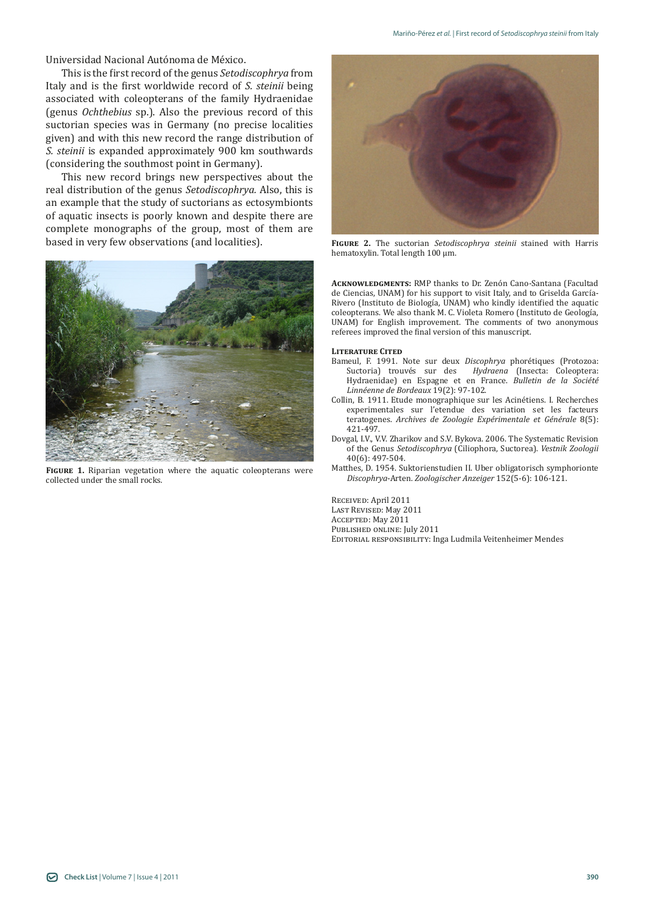Universidad Nacional Autónoma de México.

This is the first record of the genus *Setodiscophrya* from Italy and is the first worldwide record of *S. steinii* being associated with coleopterans of the family Hydraenidae (genus *Ochthebius* sp.). Also the previous record of this suctorian species was in Germany (no precise localities given) and with this new record the range distribution of *S. steinii* is expanded approximately 900 km southwards (considering the southmost point in Germany).

This new record brings new perspectives about the real distribution of the genus *Setodiscophrya*. Also, this is an example that the study of suctorians as ectosymbionts of aquatic insects is poorly known and despite there are complete monographs of the group, most of them are based in very few observations (and localities).

**Figure 1.** Riparian vegetation where the aquatic coleopterans were collected under the small rocks.

**Figure 2.** The suctorian *Setodiscophrya steinii* stained with Harris hematoxylin. Total length 100 µm.

**Acknowledgments:** RMP thanks to Dr. Zenón Cano-Santana (Facultad de Ciencias, UNAM) for his support to visit Italy, and to Griselda García-Rivero (Instituto de Biología, UNAM) who kindly identified the aquatic coleopterans. We also thank M. C. Violeta Romero (Instituto de Geología, UNAM) for English improvement. The comments of two anonymous referees improved the final version of this manuscript.

## Literature Cited

Bameul, F. 1991. Note sur deux *Discophrya* phorétiques (Protozoa: Suctoria) trouvés sur des *Hydraena* (Insecta: Coleoptera: Hydraenidae) en Espagne et en France. *Bulletin de la Société Linnéenne de Bordeaux* 19(2): 97-102.

Collin, B. 1911. Etude monographique sur les Acinétiens. I. Recherches experimentales sur l'etendue des variation set les facteurs teratogenes. *Archives de Zoologie Expérimentale et Générale* 8(5): 421-497.

Dovgal, I.V., V.V. Zharikov and S.V. Bykova. 2006. The Systematic Revision of the Genus *Setodiscophrya* (Ciliophora, Suctorea). *Vestnik Zoologii* 40(6): 497-504.

Matthes, D. 1954. Suktorienstudien II. Uber obligatorisch symphorionte *Discophrya*-Arten. *Zoologischer Anzeiger* 152(5-6): 106-121.

Received: April 2011
Last Revised: May 2011
Accepted: May 2011
Published online: July 2011
Editorial responsibility: Inga Ludmila Veitenheimer Mendes